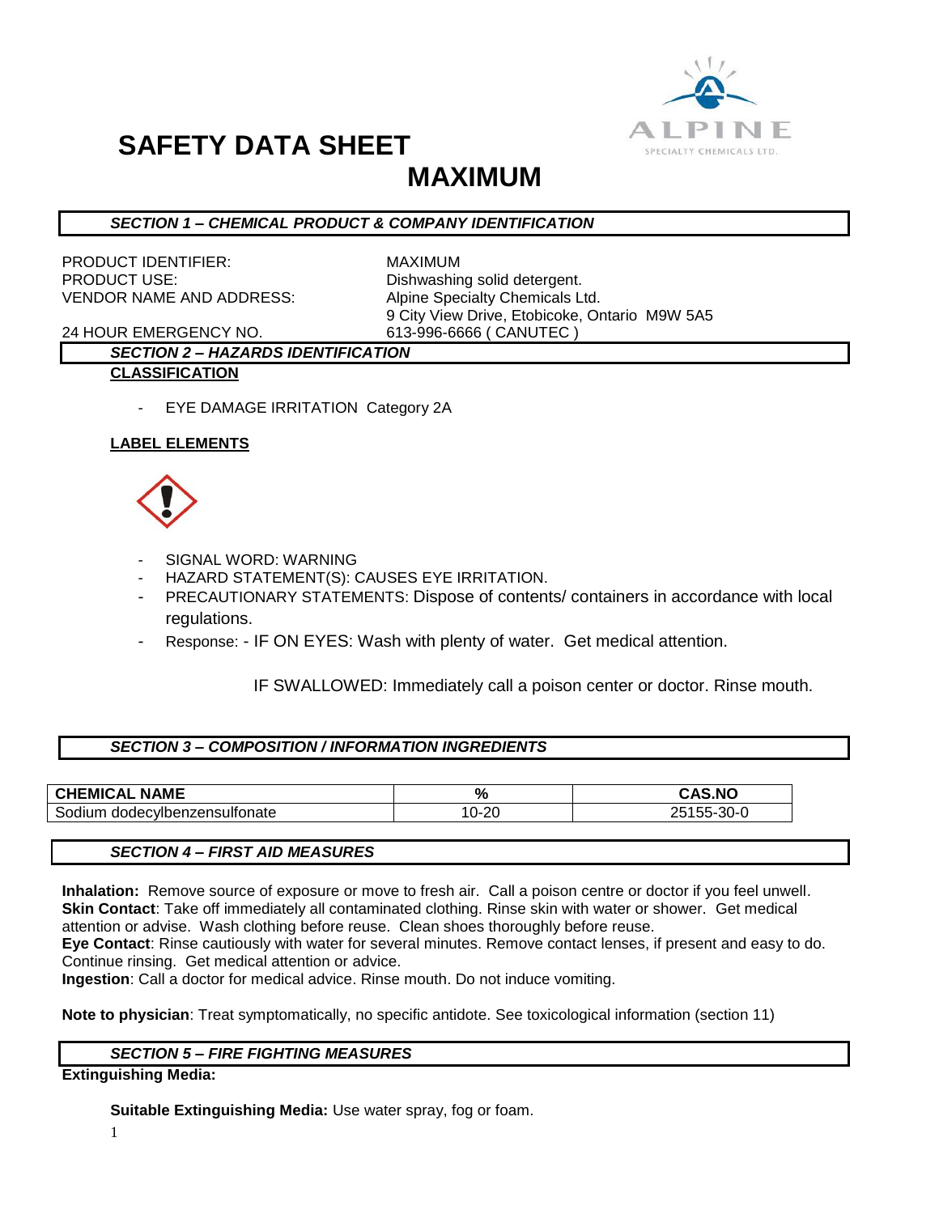# SAFETY DATA SHEET

# MAXIMUM

## *SECTION 1 – CHEMICAL PRODUCT & COMPANY IDENTIFICATION*

PRODUCT IDENTIFIER: MAXIMUM
PRODUCT USE: Dishwashing solid detergent.
VENDOR NAME AND ADDRESS: Alpine Specialty Chemicals Ltd.
9 City View Drive, Etobicoke, Ontario M9W 5A5

24 HOUR EMERGENCY NO. 613-996-6666 ( CANUTEC )

## *SECTION 2 – HAZARDS IDENTIFICATION*

**CLASSIFICATION**

- EYE DAMAGE IRRITATION Category 2A

**LABEL ELEMENTS**

- SIGNAL WORD: WARNING
- HAZARD STATEMENT(S): CAUSES EYE IRRITATION.
- PRECAUTIONARY STATEMENTS: Dispose of contents/ containers in accordance with local regulations.
- Response: - IF ON EYES: Wash with plenty of water. Get medical attention.

  IF SWALLOWED: Immediately call a poison center or doctor. Rinse mouth.

## *SECTION 3 – COMPOSITION / INFORMATION INGREDIENTS*

| CHEMICAL NAME | % | CAS.NO |
|---|---|---|
| Sodium dodecylbenzensulfonate | 10-20 | 25155-30-0 |

## *SECTION 4 – FIRST AID MEASURES*

**Inhalation:** Remove source of exposure or move to fresh air. Call a poison centre or doctor if you feel unwell.
**Skin Contact**: Take off immediately all contaminated clothing. Rinse skin with water or shower. Get medical attention or advise. Wash clothing before reuse. Clean shoes thoroughly before reuse.
**Eye Contact**: Rinse cautiously with water for several minutes. Remove contact lenses, if present and easy to do. Continue rinsing. Get medical attention or advice.
**Ingestion**: Call a doctor for medical advice. Rinse mouth. Do not induce vomiting.

**Note to physician**: Treat symptomatically, no specific antidote. See toxicological information (section 11)

## *SECTION 5 – FIRE FIGHTING MEASURES*

**Extinguishing Media:**

**Suitable Extinguishing Media:** Use water spray, fog or foam.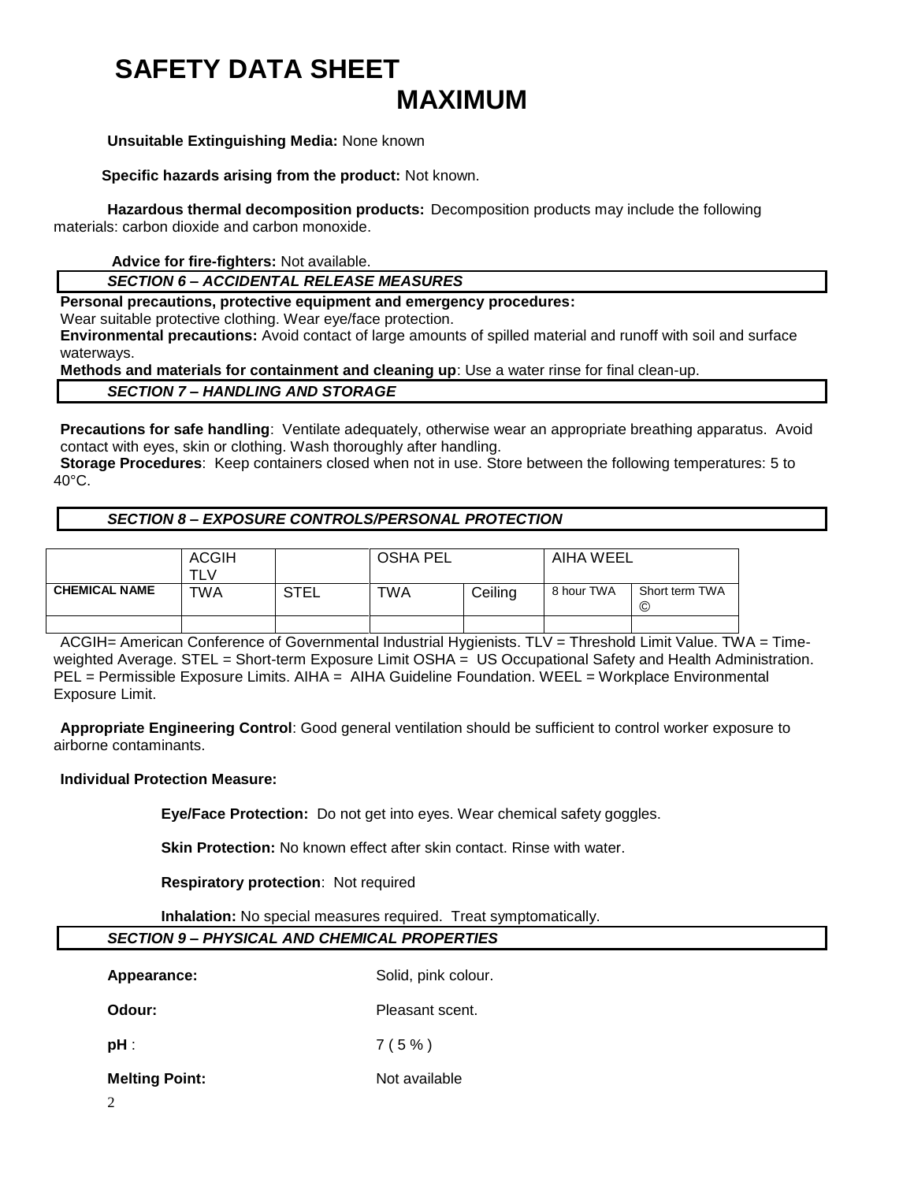# SAFETY DATA SHEET

## MAXIMUM

**Unsuitable Extinguishing Media:** None known

**Specific hazards arising from the product:** Not known.

**Hazardous thermal decomposition products:** Decomposition products may include the following materials: carbon dioxide and carbon monoxide.

**Advice for fire-fighters:** Not available.

### *SECTION 6 – ACCIDENTAL RELEASE MEASURES*

**Personal precautions, protective equipment and emergency procedures:**
Wear suitable protective clothing. Wear eye/face protection.
**Environmental precautions:** Avoid contact of large amounts of spilled material and runoff with soil and surface waterways.
**Methods and materials for containment and cleaning up**: Use a water rinse for final clean-up.

### *SECTION 7 – HANDLING AND STORAGE*

**Precautions for safe handling**: Ventilate adequately, otherwise wear an appropriate breathing apparatus. Avoid contact with eyes, skin or clothing. Wash thoroughly after handling.
**Storage Procedures**: Keep containers closed when not in use. Store between the following temperatures: 5 to 40°C.

### *SECTION 8 – EXPOSURE CONTROLS/PERSONAL PROTECTION*

| | ACGIH TLV | | OSHA PEL | | AIHA WEEL | |
|---|---|---|---|---|---|---|
| **CHEMICAL NAME** | TWA | STEL | TWA | Ceiling | 8 hour TWA | Short term TWA © |
| | | | | | | |

ACGIH= American Conference of Governmental Industrial Hygienists. TLV = Threshold Limit Value. TWA = Time-weighted Average. STEL = Short-term Exposure Limit OSHA = US Occupational Safety and Health Administration. PEL = Permissible Exposure Limits. AIHA = AIHA Guideline Foundation. WEEL = Workplace Environmental Exposure Limit.

**Appropriate Engineering Control**: Good general ventilation should be sufficient to control worker exposure to airborne contaminants.

**Individual Protection Measure:**

**Eye/Face Protection:** Do not get into eyes. Wear chemical safety goggles.

**Skin Protection:** No known effect after skin contact. Rinse with water.

**Respiratory protection**: Not required

**Inhalation:** No special measures required. Treat symptomatically.

### *SECTION 9 – PHYSICAL AND CHEMICAL PROPERTIES*

**Appearance:** Solid, pink colour.

**Odour:** Pleasant scent.

**pH** : 7 ( 5 % )

**Melting Point:** Not available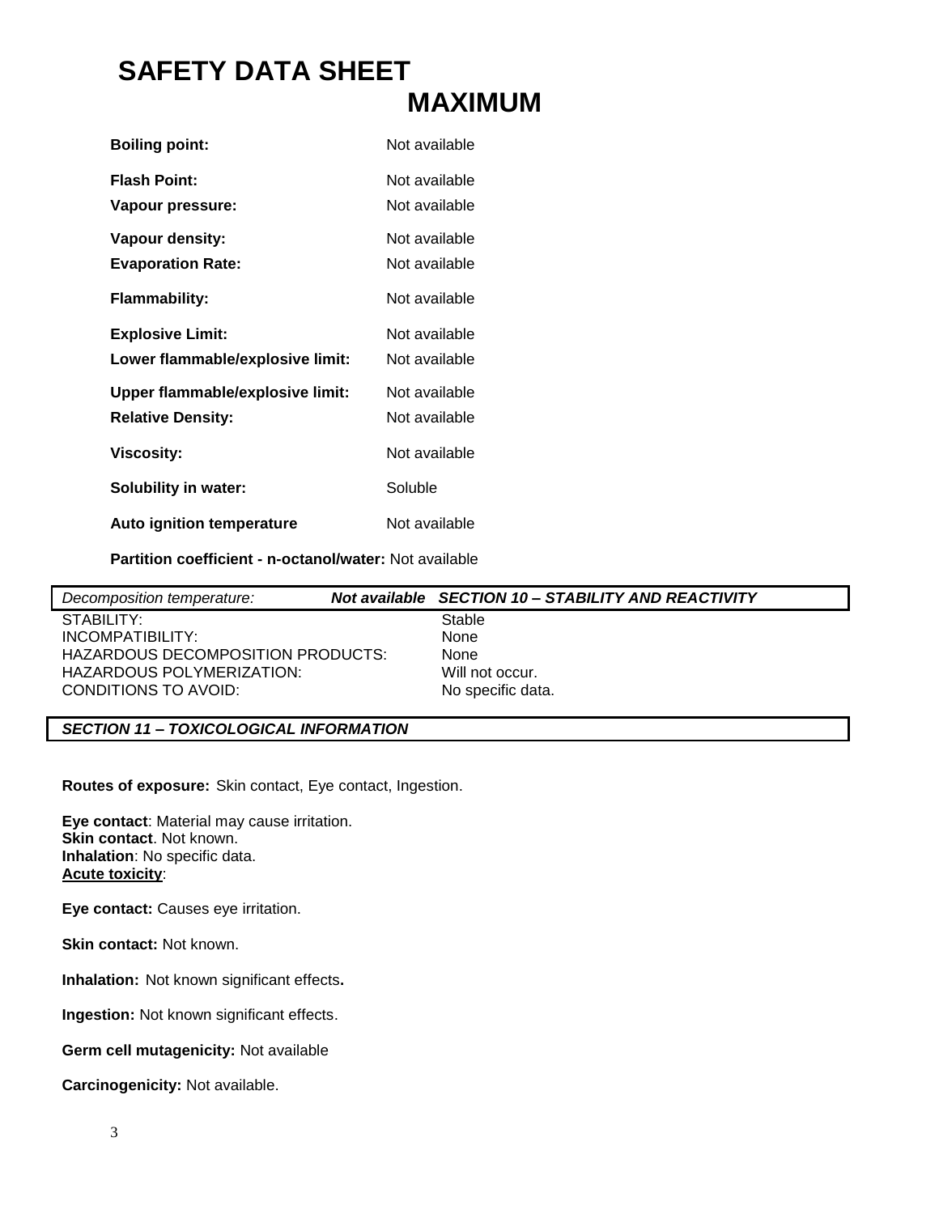# SAFETY DATA SHEET
## MAXIMUM

| | |
|---|---|
| **Boiling point:** | Not available |
| **Flash Point:** | Not available |
| **Vapour pressure:** | Not available |
| **Vapour density:** | Not available |
| **Evaporation Rate:** | Not available |
| **Flammability:** | Not available |
| **Explosive Limit:** | Not available |
| **Lower flammable/explosive limit:** | Not available |
| **Upper flammable/explosive limit:** | Not available |
| **Relative Density:** | Not available |
| **Viscosity:** | Not available |
| **Solubility in water:** | Soluble |
| **Auto ignition temperature** | Not available |

**Partition coefficient - n-octanol/water:** Not available

*Decomposition temperature:* ***Not available***

## *SECTION 10 – STABILITY AND REACTIVITY*

| | |
|---|---|
| STABILITY: | Stable |
| INCOMPATIBILITY: | None |
| HAZARDOUS DECOMPOSITION PRODUCTS: | None |
| HAZARDOUS POLYMERIZATION: | Will not occur. |
| CONDITIONS TO AVOID: | No specific data. |

## *SECTION 11 – TOXICOLOGICAL INFORMATION*

**Routes of exposure:** Skin contact, Eye contact, Ingestion.

**Eye contact**: Material may cause irritation.
**Skin contact**. Not known.
**Inhalation**: No specific data.
**Acute toxicity**:

**Eye contact:** Causes eye irritation.

**Skin contact:** Not known.

**Inhalation:** Not known significant effects**.**

**Ingestion:** Not known significant effects.

**Germ cell mutagenicity:** Not available

**Carcinogenicity:** Not available.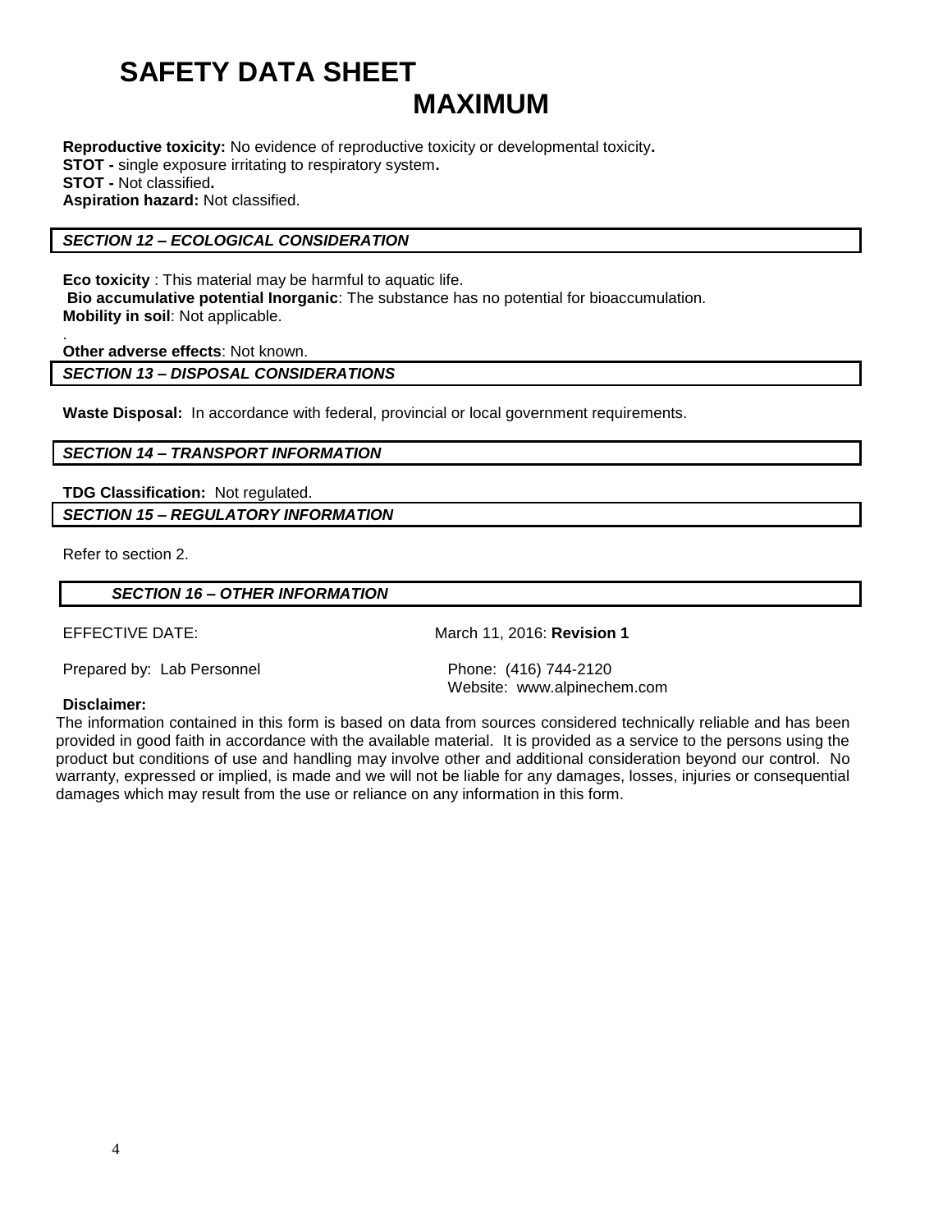# SAFETY DATA SHEET
# MAXIMUM

**Reproductive toxicity:** No evidence of reproductive toxicity or developmental toxicity**.**
**STOT -** single exposure irritating to respiratory system**.**
**STOT -** Not classified**.**
**Aspiration hazard:** Not classified.

## *SECTION 12 – ECOLOGICAL CONSIDERATION*

**Eco toxicity** : This material may be harmful to aquatic life.
**Bio accumulative potential Inorganic**: The substance has no potential for bioaccumulation.
**Mobility in soil**: Not applicable.
.
**Other adverse effects**: Not known.

## *SECTION 13 – DISPOSAL CONSIDERATIONS*

**Waste Disposal:** In accordance with federal, provincial or local government requirements.

## *SECTION 14 – TRANSPORT INFORMATION*

**TDG Classification:** Not regulated.

## *SECTION 15 – REGULATORY INFORMATION*

Refer to section 2.

## *SECTION 16 – OTHER INFORMATION*

EFFECTIVE DATE: March 11, 2016: **Revision 1**

Prepared by: Lab Personnel

Phone: (416) 744-2120
Website: www.alpinechem.com

**Disclaimer:**
The information contained in this form is based on data from sources considered technically reliable and has been provided in good faith in accordance with the available material. It is provided as a service to the persons using the product but conditions of use and handling may involve other and additional consideration beyond our control. No warranty, expressed or implied, is made and we will not be liable for any damages, losses, injuries or consequential damages which may result from the use or reliance on any information in this form.